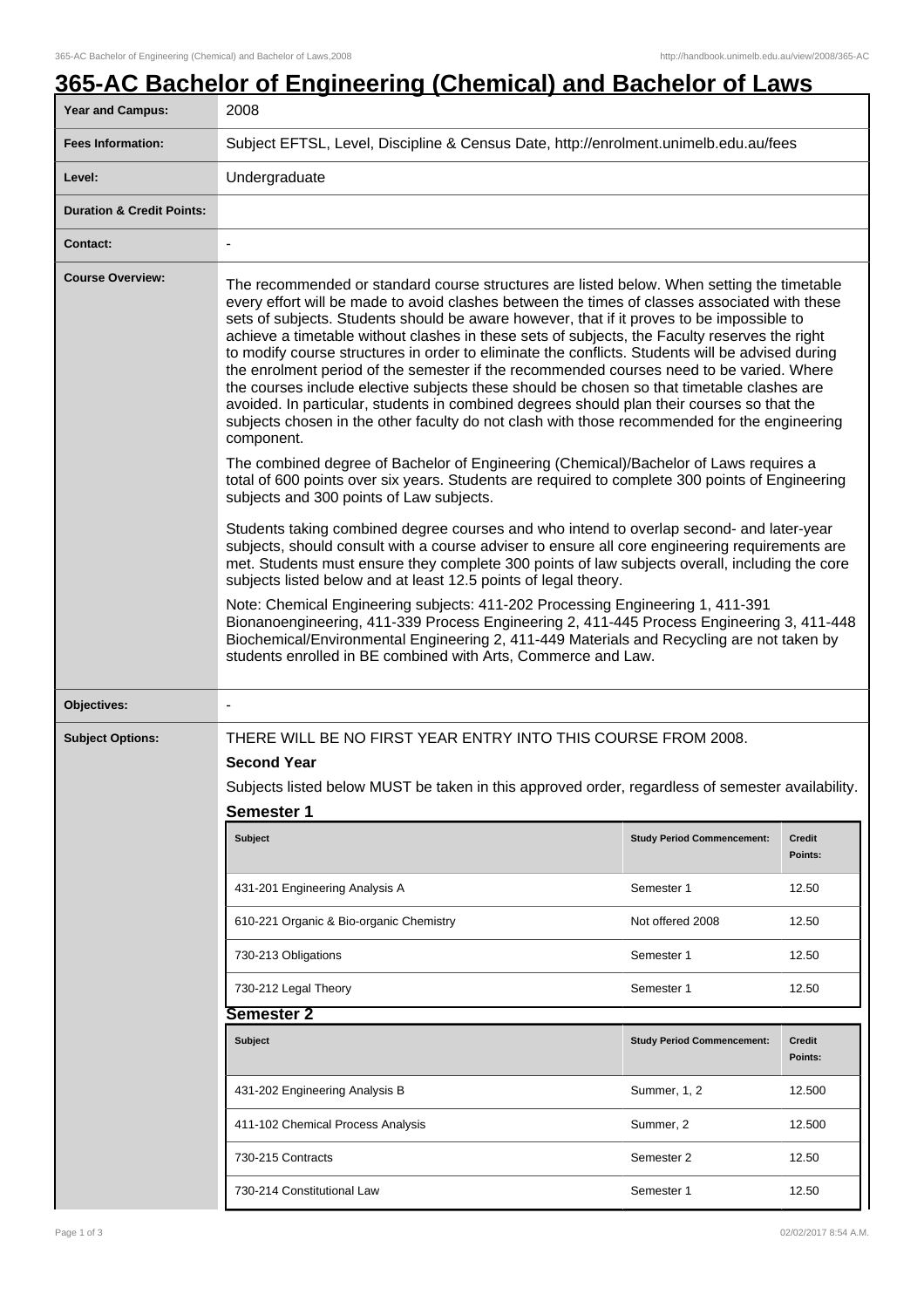# 365-AC Bachelor of Engineering (Chemical) and Bachelor of Laws

| | |
|---|---|
| **Year and Campus:** | 2008 |
| **Fees Information:** | Subject EFTSL, Level, Discipline & Census Date, http://enrolment.unimelb.edu.au/fees |
| **Level:** | Undergraduate |
| **Duration & Credit Points:** | |
| **Contact:** | - |

**Course Overview:**

The recommended or standard course structures are listed below. When setting the timetable every effort will be made to avoid clashes between the times of classes associated with these sets of subjects. Students should be aware however, that if it proves to be impossible to achieve a timetable without clashes in these sets of subjects, the Faculty reserves the right to modify course structures in order to eliminate the conflicts. Students will be advised during the enrolment period of the semester if the recommended courses need to be varied. Where the courses include elective subjects these should be chosen so that timetable clashes are avoided. In particular, students in combined degrees should plan their courses so that the subjects chosen in the other faculty do not clash with those recommended for the engineering component.

The combined degree of Bachelor of Engineering (Chemical)/Bachelor of Laws requires a total of 600 points over six years. Students are required to complete 300 points of Engineering subjects and 300 points of Law subjects.

Students taking combined degree courses and who intend to overlap second- and later-year subjects, should consult with a course adviser to ensure all core engineering requirements are met. Students must ensure they complete 300 points of law subjects overall, including the core subjects listed below and at least 12.5 points of legal theory.

Note: Chemical Engineering subjects: 411-202 Processing Engineering 1, 411-391 Bionanoengineering, 411-339 Process Engineering 2, 411-445 Process Engineering 3, 411-448 Biochemical/Environmental Engineering 2, 411-449 Materials and Recycling are not taken by students enrolled in BE combined with Arts, Commerce and Law.

**Objectives:** -

**Subject Options:**

THERE WILL BE NO FIRST YEAR ENTRY INTO THIS COURSE FROM 2008.

### Second Year

Subjects listed below MUST be taken in this approved order, regardless of semester availability.

#### Semester 1

| Subject | Study Period Commencement: | Credit Points: |
|---|---|---|
| 431-201 Engineering Analysis A | Semester 1 | 12.50 |
| 610-221 Organic & Bio-organic Chemistry | Not offered 2008 | 12.50 |
| 730-213 Obligations | Semester 1 | 12.50 |
| 730-212 Legal Theory | Semester 1 | 12.50 |

#### Semester 2

| Subject | Study Period Commencement: | Credit Points: |
|---|---|---|
| 431-202 Engineering Analysis B | Summer, 1, 2 | 12.500 |
| 411-102 Chemical Process Analysis | Summer, 2 | 12.500 |
| 730-215 Contracts | Semester 2 | 12.50 |
| 730-214 Constitutional Law | Semester 1 | 12.50 |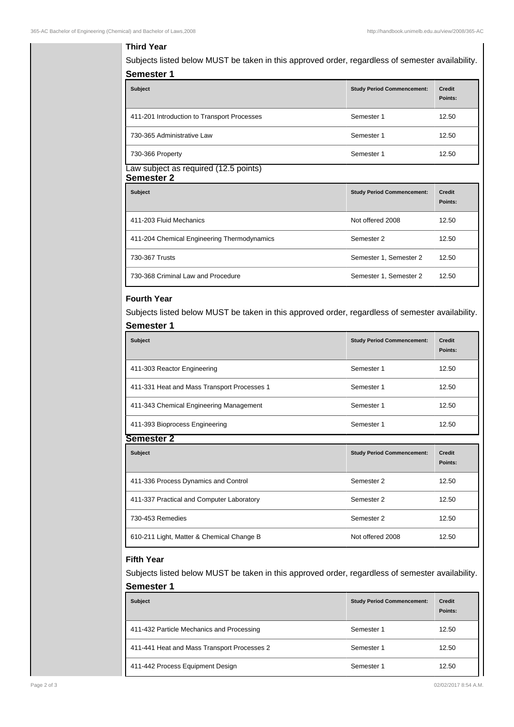### Third Year

Subjects listed below MUST be taken in this approved order, regardless of semester availability.

#### Semester 1

| Subject | Study Period Commencement: | Credit Points: |
|---|---|---|
| 411-201 Introduction to Transport Processes | Semester 1 | 12.50 |
| 730-365 Administrative Law | Semester 1 | 12.50 |
| 730-366 Property | Semester 1 | 12.50 |

Law subject as required (12.5 points)

#### Semester 2

| Subject | Study Period Commencement: | Credit Points: |
|---|---|---|
| 411-203 Fluid Mechanics | Not offered 2008 | 12.50 |
| 411-204 Chemical Engineering Thermodynamics | Semester 2 | 12.50 |
| 730-367 Trusts | Semester 1, Semester 2 | 12.50 |
| 730-368 Criminal Law and Procedure | Semester 1, Semester 2 | 12.50 |

### Fourth Year

Subjects listed below MUST be taken in this approved order, regardless of semester availability.

#### Semester 1

| Subject | Study Period Commencement: | Credit Points: |
|---|---|---|
| 411-303 Reactor Engineering | Semester 1 | 12.50 |
| 411-331 Heat and Mass Transport Processes 1 | Semester 1 | 12.50 |
| 411-343 Chemical Engineering Management | Semester 1 | 12.50 |
| 411-393 Bioprocess Engineering | Semester 1 | 12.50 |

#### Semester 2

| Subject | Study Period Commencement: | Credit Points: |
|---|---|---|
| 411-336 Process Dynamics and Control | Semester 2 | 12.50 |
| 411-337 Practical and Computer Laboratory | Semester 2 | 12.50 |
| 730-453 Remedies | Semester 2 | 12.50 |
| 610-211 Light, Matter & Chemical Change B | Not offered 2008 | 12.50 |

### Fifth Year

Subjects listed below MUST be taken in this approved order, regardless of semester availability.

#### Semester 1

| Subject | Study Period Commencement: | Credit Points: |
|---|---|---|
| 411-432 Particle Mechanics and Processing | Semester 1 | 12.50 |
| 411-441 Heat and Mass Transport Processes 2 | Semester 1 | 12.50 |
| 411-442 Process Equipment Design | Semester 1 | 12.50 |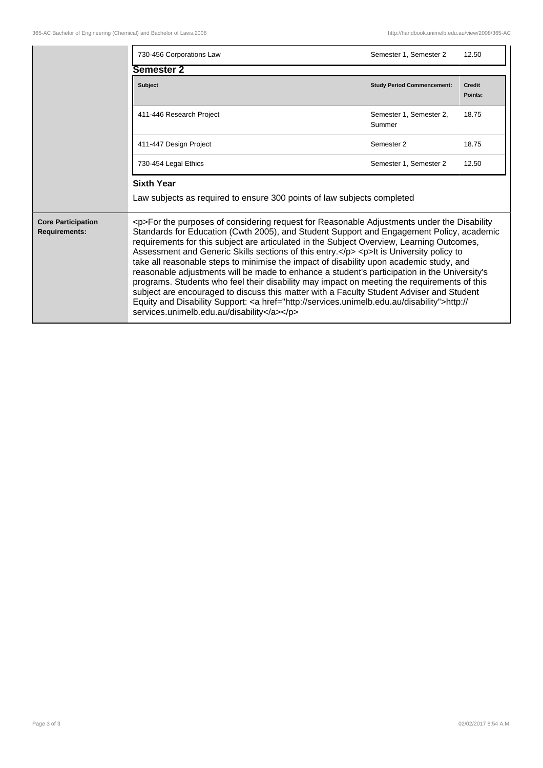| Subject | Study Period Commencement: | Credit Points: |
| --- | --- | --- |
| 730-456 Corporations Law | Semester 1, Semester 2 | 12.50 |

**Semester 2**

| Subject | Study Period Commencement: | Credit Points: |
| --- | --- | --- |
| 411-446 Research Project | Semester 1, Semester 2, Summer | 18.75 |
| 411-447 Design Project | Semester 2 | 18.75 |
| 730-454 Legal Ethics | Semester 1, Semester 2 | 12.50 |

**Sixth Year**

Law subjects as required to ensure 300 points of law subjects completed

**Core Participation Requirements:**

<p>For the purposes of considering request for Reasonable Adjustments under the Disability Standards for Education (Cwth 2005), and Student Support and Engagement Policy, academic requirements for this subject are articulated in the Subject Overview, Learning Outcomes, Assessment and Generic Skills sections of this entry.</p> <p>It is University policy to take all reasonable steps to minimise the impact of disability upon academic study, and reasonable adjustments will be made to enhance a student's participation in the University's programs. Students who feel their disability may impact on meeting the requirements of this subject are encouraged to discuss this matter with a Faculty Student Adviser and Student Equity and Disability Support: <a href="http://services.unimelb.edu.au/disability">http://services.unimelb.edu.au/disability</a></p>